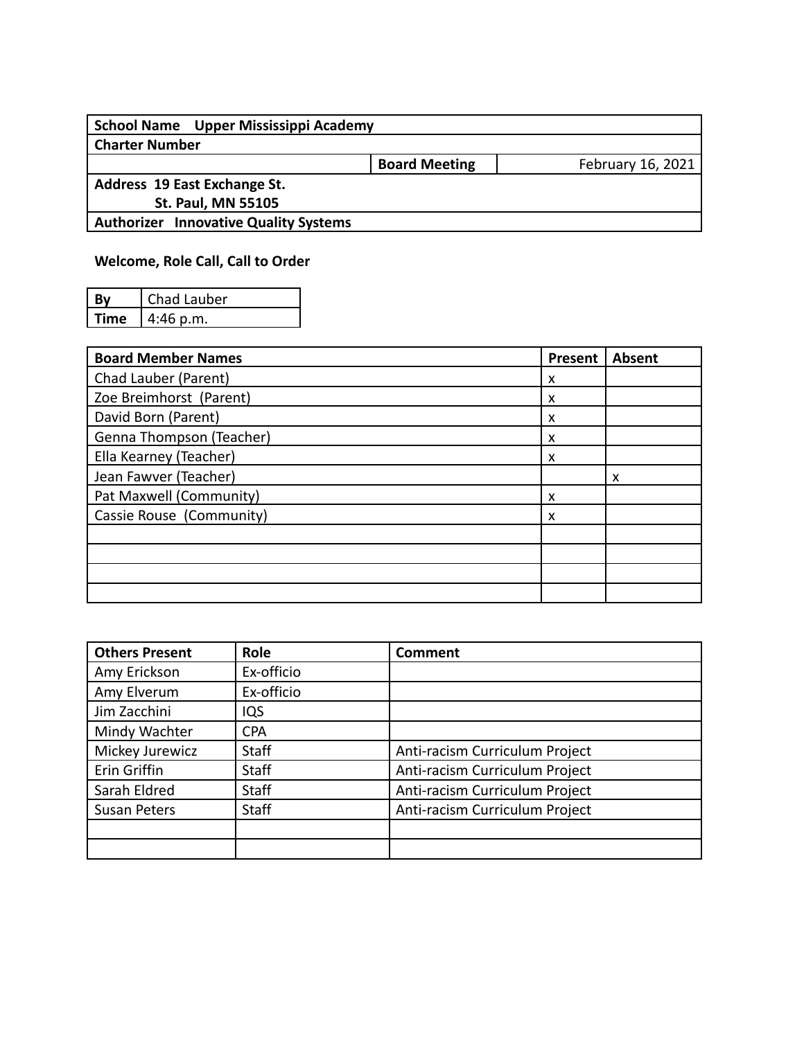| School Name Upper Mississippi Academy | | |
| --- | --- | --- |
| Charter Number | | |
| | Board Meeting | February 16, 2021 |
| Address 19 East Exchange St.<br>St. Paul, MN 55105 | | |
| Authorizer Innovative Quality Systems | | |

**Welcome, Role Call, Call to Order**

| By | Chad Lauber |
| --- | --- |
| Time | 4:46 p.m. |

| Board Member Names | Present | Absent |
| --- | --- | --- |
| Chad Lauber (Parent) | x | |
| Zoe Breimhorst (Parent) | x | |
| David Born (Parent) | x | |
| Genna Thompson (Teacher) | x | |
| Ella Kearney (Teacher) | x | |
| Jean Fawver (Teacher) | | x |
| Pat Maxwell (Community) | x | |
| Cassie Rouse (Community) | x | |
| | | |
| | | |
| | | |
| | | |

| Others Present | Role | Comment |
| --- | --- | --- |
| Amy Erickson | Ex-officio | |
| Amy Elverum | Ex-officio | |
| Jim Zacchini | IQS | |
| Mindy Wachter | CPA | |
| Mickey Jurewicz | Staff | Anti-racism Curriculum Project |
| Erin Griffin | Staff | Anti-racism Curriculum Project |
| Sarah Eldred | Staff | Anti-racism Curriculum Project |
| Susan Peters | Staff | Anti-racism Curriculum Project |
| | | |
| | | |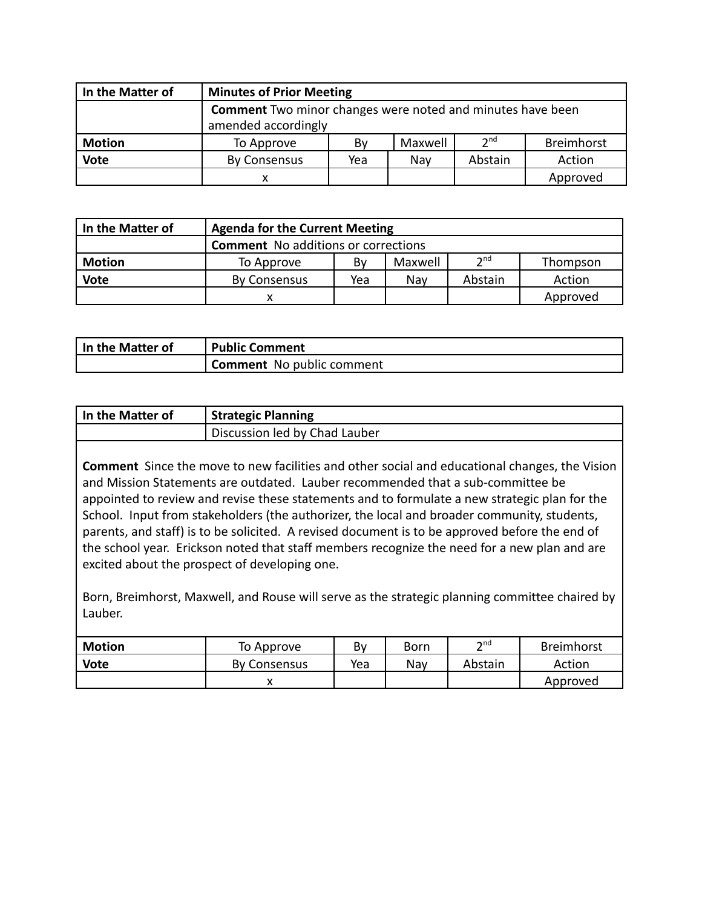| In the Matter of | Minutes of Prior Meeting | | | | |
|---|---|---|---|---|---|
| | **Comment** Two minor changes were noted and minutes have been amended accordingly | | | | |
| **Motion** | To Approve | By | Maxwell | $2^{nd}$ | Breimhorst |
| **Vote** | By Consensus | Yea | Nay | Abstain | Action |
| | x | | | | Approved |

| In the Matter of | Agenda for the Current Meeting | | | | |
|---|---|---|---|---|---|
| | **Comment** No additions or corrections | | | | |
| **Motion** | To Approve | By | Maxwell | $2^{nd}$ | Thompson |
| **Vote** | By Consensus | Yea | Nay | Abstain | Action |
| | x | | | | Approved |

| In the Matter of | Public Comment |
|---|---|
| | **Comment** No public comment |

| In the Matter of | Strategic Planning |
|---|---|
| | Discussion led by Chad Lauber |

**Comment** Since the move to new facilities and other social and educational changes, the Vision and Mission Statements are outdated. Lauber recommended that a sub-committee be appointed to review and revise these statements and to formulate a new strategic plan for the School. Input from stakeholders (the authorizer, the local and broader community, students, parents, and staff) is to be solicited. A revised document is to be approved before the end of the school year. Erickson noted that staff members recognize the need for a new plan and are excited about the prospect of developing one.

Born, Breimhorst, Maxwell, and Rouse will serve as the strategic planning committee chaired by Lauber.

| **Motion** | To Approve | By | Born | $2^{nd}$ | Breimhorst |
|---|---|---|---|---|---|
| **Vote** | By Consensus | Yea | Nay | Abstain | Action |
| | x | | | | Approved |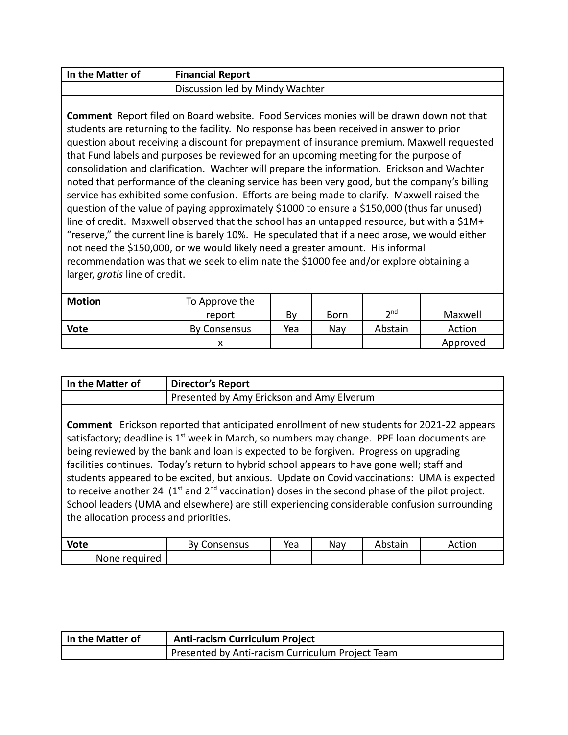| In the Matter of | **Financial Report** | | | | |
|---|---|---|---|---|---|
| | Discussion led by Mindy Wachter | | | | |

**Comment** Report filed on Board website. Food Services monies will be drawn down not that students are returning to the facility. No response has been received in answer to prior question about receiving a discount for prepayment of insurance premium. Maxwell requested that Fund labels and purposes be reviewed for an upcoming meeting for the purpose of consolidation and clarification. Wachter will prepare the information. Erickson and Wachter noted that performance of the cleaning service has been very good, but the company's billing service has exhibited some confusion. Efforts are being made to clarify. Maxwell raised the question of the value of paying approximately $1000 to ensure a $150,000 (thus far unused) line of credit. Maxwell observed that the school has an untapped resource, but with a $1M+ "reserve," the current line is barely 10%. He speculated that if a need arose, we would either not need the $150,000, or we would likely need a greater amount. His informal recommendation was that we seek to eliminate the $1000 fee and/or explore obtaining a larger, *gratis* line of credit.

| **Motion** | To Approve the report | By | Born | 2nd | Maxwell |
|---|---|---|---|---|---|
| **Vote** | By Consensus | Yea | Nay | Abstain | Action |
| | x | | | | Approved |

| In the Matter of | **Director's Report** | | | | |
|---|---|---|---|---|---|
| | Presented by Amy Erickson and Amy Elverum | | | | |

**Comment** Erickson reported that anticipated enrollment of new students for 2021-22 appears satisfactory; deadline is 1st week in March, so numbers may change. PPE loan documents are being reviewed by the bank and loan is expected to be forgiven. Progress on upgrading facilities continues. Today's return to hybrid school appears to have gone well; staff and students appeared to be excited, but anxious. Update on Covid vaccinations: UMA is expected to receive another 24 (1st and 2nd vaccination) doses in the second phase of the pilot project. School leaders (UMA and elsewhere) are still experiencing considerable confusion surrounding the allocation process and priorities.

| **Vote** | By Consensus | Yea | Nay | Abstain | Action |
|---|---|---|---|---|---|
| None required | | | | | |

| In the Matter of | **Anti-racism Curriculum Project** |
|---|---|
| | Presented by Anti-racism Curriculum Project Team |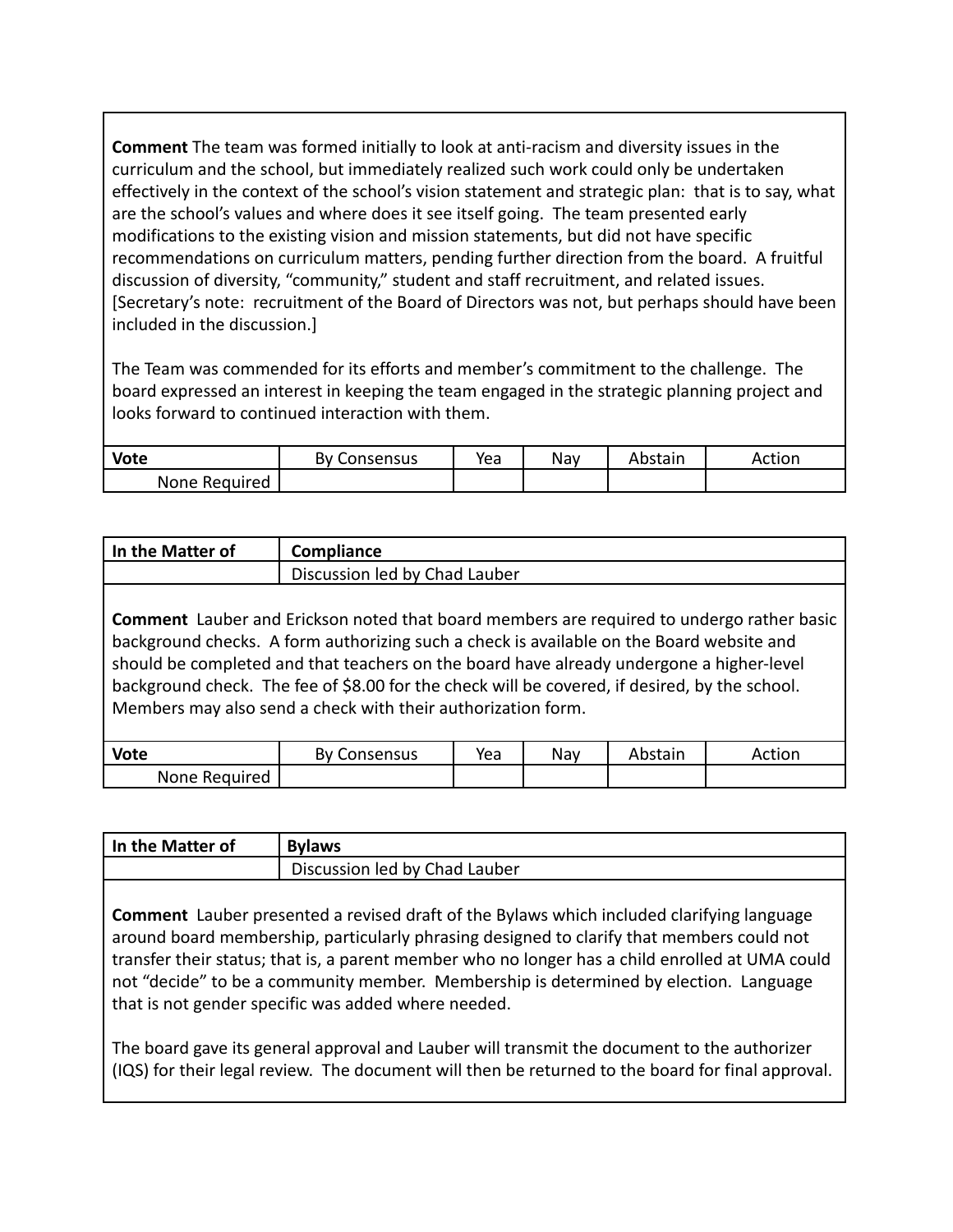**Comment** The team was formed initially to look at anti-racism and diversity issues in the curriculum and the school, but immediately realized such work could only be undertaken effectively in the context of the school's vision statement and strategic plan: that is to say, what are the school's values and where does it see itself going. The team presented early modifications to the existing vision and mission statements, but did not have specific recommendations on curriculum matters, pending further direction from the board. A fruitful discussion of diversity, "community," student and staff recruitment, and related issues. [Secretary's note: recruitment of the Board of Directors was not, but perhaps should have been included in the discussion.]

The Team was commended for its efforts and member's commitment to the challenge. The board expressed an interest in keeping the team engaged in the strategic planning project and looks forward to continued interaction with them.

| **Vote** | By Consensus | Yea | Nay | Abstain | Action |
| --- | --- | --- | --- | --- | --- |
| None Required | | | | | |

| **In the Matter of** | **Compliance** |
| --- | --- |
| | Discussion led by Chad Lauber |

**Comment** Lauber and Erickson noted that board members are required to undergo rather basic background checks. A form authorizing such a check is available on the Board website and should be completed and that teachers on the board have already undergone a higher-level background check. The fee of $8.00 for the check will be covered, if desired, by the school. Members may also send a check with their authorization form.

| **Vote** | By Consensus | Yea | Nay | Abstain | Action |
| --- | --- | --- | --- | --- | --- |
| None Required | | | | | |

| **In the Matter of** | **Bylaws** |
| --- | --- |
| | Discussion led by Chad Lauber |

**Comment** Lauber presented a revised draft of the Bylaws which included clarifying language around board membership, particularly phrasing designed to clarify that members could not transfer their status; that is, a parent member who no longer has a child enrolled at UMA could not "decide" to be a community member. Membership is determined by election. Language that is not gender specific was added where needed.

The board gave its general approval and Lauber will transmit the document to the authorizer (IQS) for their legal review. The document will then be returned to the board for final approval.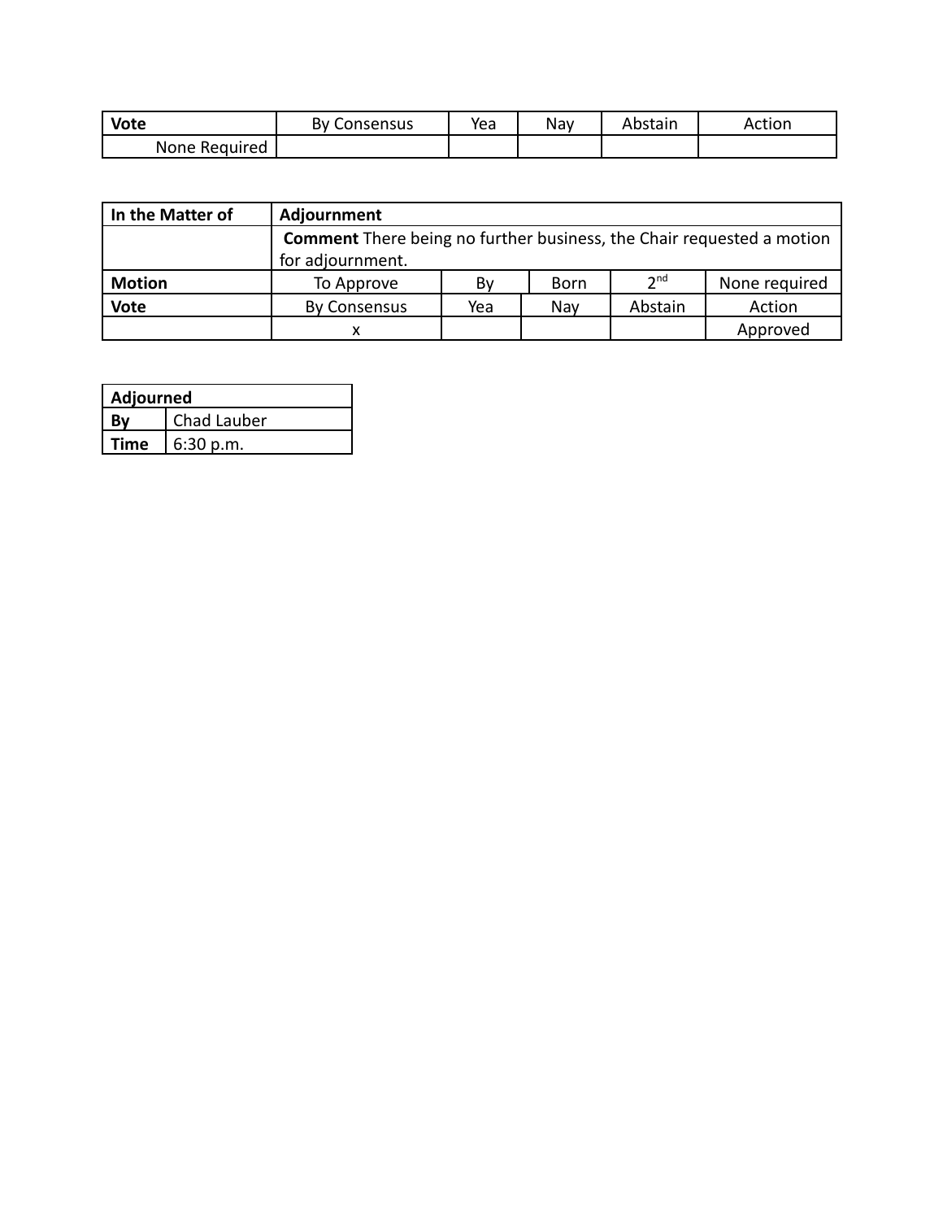| Vote | By Consensus | Yea | Nay | Abstain | Action |
| --- | --- | --- | --- | --- | --- |
| None Required | | | | | |

| In the Matter of | Adjournment | | | | |
| --- | --- | --- | --- | --- | --- |
| | **Comment** There being no further business, the Chair requested a motion for adjournment. | | | | |
| **Motion** | To Approve | By | Born | $2^{nd}$ | None required |
| **Vote** | By Consensus | Yea | Nay | Abstain | Action |
| | x | | | | Approved |

| Adjourned | |
| --- | --- |
| **By** | Chad Lauber |
| **Time** | 6:30 p.m. |